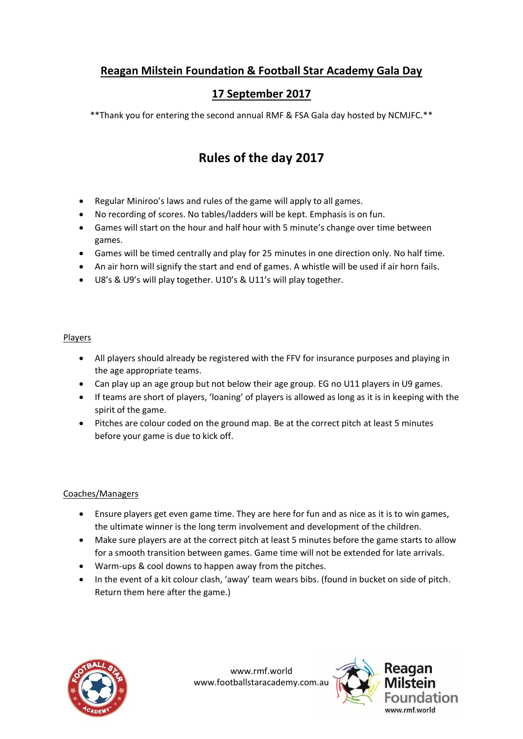# Reagan Milstein Foundation & Football Star Academy Gala Day

## 17 September 2017

**Thank you for entering the second annual RMF & FSA Gala day hosted by NCMJFC.**

## Rules of the day 2017

- Regular Miniroo's laws and rules of the game will apply to all games.
- No recording of scores. No tables/ladders will be kept. Emphasis is on fun.
- Games will start on the hour and half hour with 5 minute's change over time between games.
- Games will be timed centrally and play for 25 minutes in one direction only. No half time.
- An air horn will signify the start and end of games. A whistle will be used if air horn fails.
- U8's & U9's will play together. U10's & U11's will play together.

### Players

- All players should already be registered with the FFV for insurance purposes and playing in the age appropriate teams.
- Can play up an age group but not below their age group. EG no U11 players in U9 games.
- If teams are short of players, 'loaning' of players is allowed as long as it is in keeping with the spirit of the game.
- Pitches are colour coded on the ground map. Be at the correct pitch at least 5 minutes before your game is due to kick off.

### Coaches/Managers

- Ensure players get even game time. They are here for fun and as nice as it is to win games, the ultimate winner is the long term involvement and development of the children.
- Make sure players are at the correct pitch at least 5 minutes before the game starts to allow for a smooth transition between games. Game time will not be extended for late arrivals.
- Warm-ups & cool downs to happen away from the pitches.
- In the event of a kit colour clash, 'away' team wears bibs. (found in bucket on side of pitch. Return them here after the game.)

www.rmf.world
www.footballstaracademy.com.au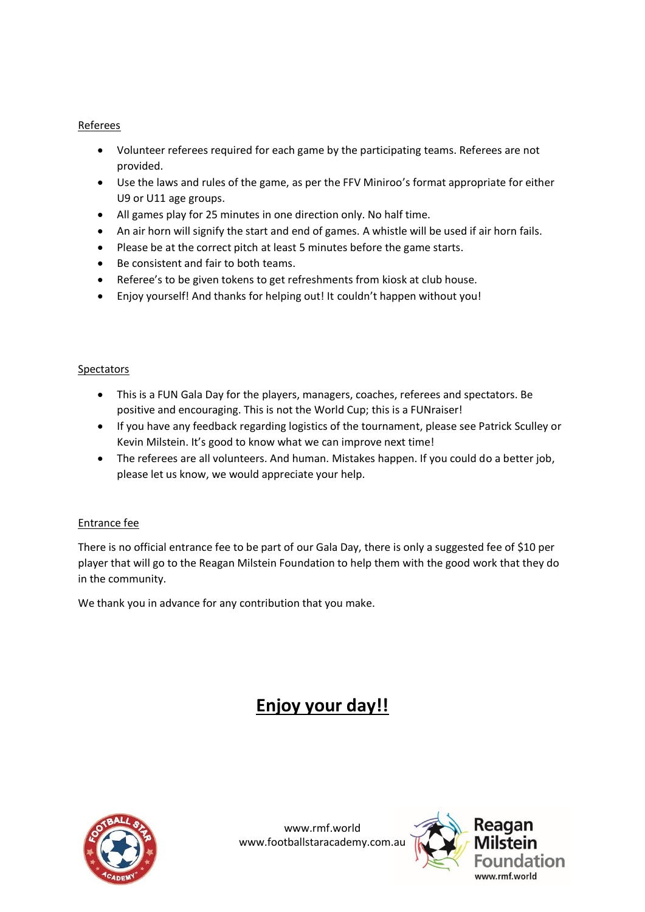## Referees

- Volunteer referees required for each game by the participating teams. Referees are not provided.
- Use the laws and rules of the game, as per the FFV Miniroo's format appropriate for either U9 or U11 age groups.
- All games play for 25 minutes in one direction only. No half time.
- An air horn will signify the start and end of games. A whistle will be used if air horn fails.
- Please be at the correct pitch at least 5 minutes before the game starts.
- Be consistent and fair to both teams.
- Referee's to be given tokens to get refreshments from kiosk at club house.
- Enjoy yourself! And thanks for helping out! It couldn't happen without you!

## Spectators

- This is a FUN Gala Day for the players, managers, coaches, referees and spectators. Be positive and encouraging. This is not the World Cup; this is a FUNraiser!
- If you have any feedback regarding logistics of the tournament, please see Patrick Sculley or Kevin Milstein. It's good to know what we can improve next time!
- The referees are all volunteers. And human. Mistakes happen. If you could do a better job, please let us know, we would appreciate your help.

## Entrance fee

There is no official entrance fee to be part of our Gala Day, there is only a suggested fee of $10 per player that will go to the Reagan Milstein Foundation to help them with the good work that they do in the community.

We thank you in advance for any contribution that you make.

# **Enjoy your day!!**

www.rmf.world
www.footballstaracademy.com.au

Reagan Milstein Foundation
www.rmf.world